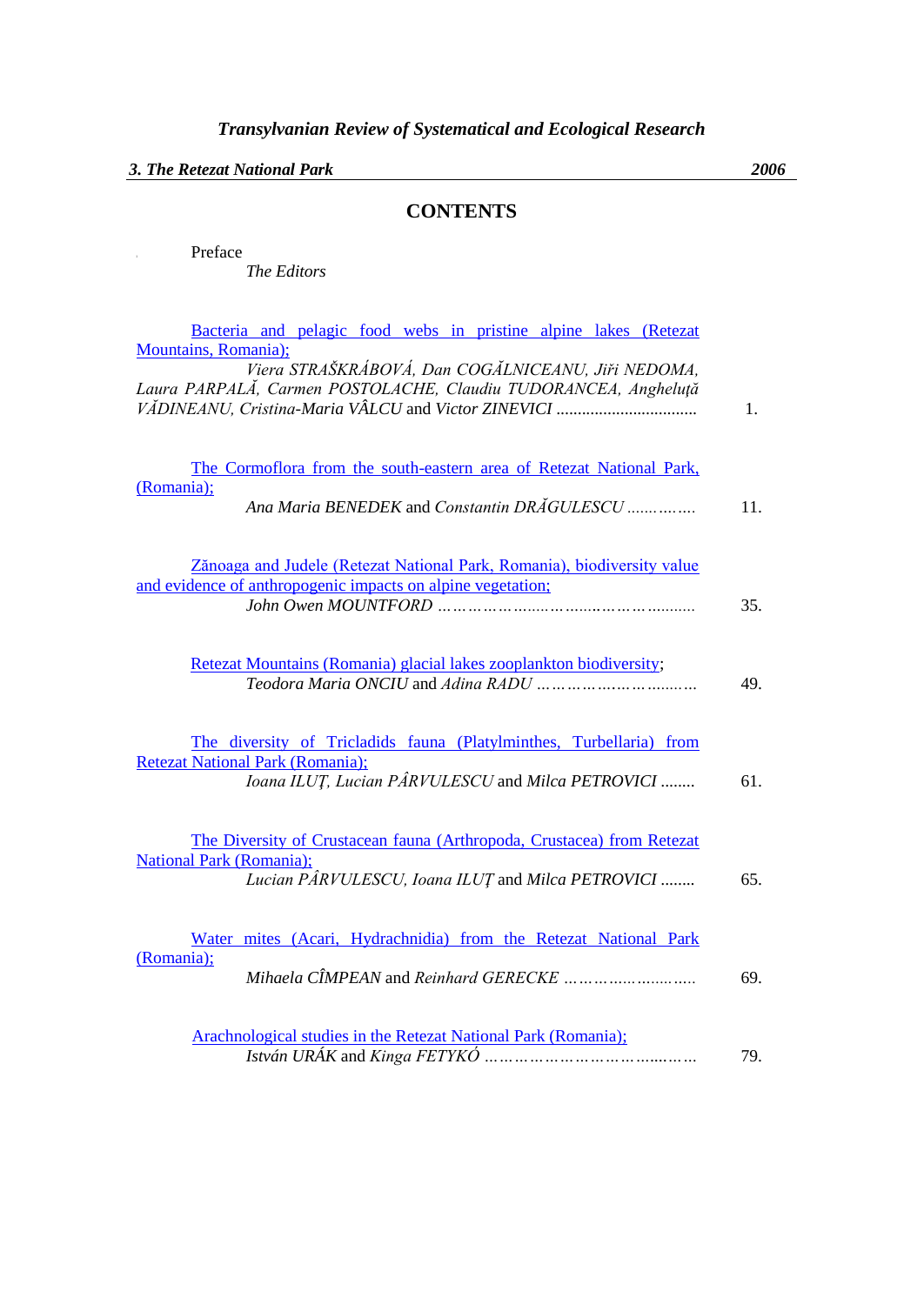*Transylvanian Review of Systematical and Ecological Research*

***3. The Retezat National Park*** ***2006***

## CONTENTS

Preface
*The Editors*

Bacteria and pelagic food webs in pristine alpine lakes (Retezat Mountains, Romania);
*Viera STRAŠKRÁBOVÁ, Dan COGĂLNICEANU, Jiři NEDOMA, Laura PARPALĂ, Carmen POSTOLACHE, Claudiu TUDORANCEA, Angheluţă VĂDINEANU, Cristina-Maria VÂLCU* and *Victor ZINEVICI* ................................ 1.

The Cormoflora from the south-eastern area of Retezat National Park, (Romania);
*Ana Maria BENEDEK* and *Constantin DRĂGULESCU* ……….…. 11.

Zănoaga and Judele (Retezat National Park, Romania), biodiversity value and evidence of anthropogenic impacts on alpine vegetation;
*John Owen MOUNTFORD* ………………..…….….……….......... 35.

Retezat Mountains (Romania) glacial lakes zooplankton biodiversity;
*Teodora Maria ONCIU* and *Adina RADU* ………………..………...…… 49.

The diversity of Tricladids fauna (Platylminthes, Turbellaria) from Retezat National Park (Romania);
*Ioana ILUŢ, Lucian PÂRVULESCU* and *Milca PETROVICI* ........ 61.

The Diversity of Crustacean fauna (Arthropoda, Crustacea) from Retezat National Park (Romania);
*Lucian PÂRVULESCU, Ioana ILUŢ* and *Milca PETROVICI* ........ 65.

Water mites (Acari, Hydrachnidia) from the Retezat National Park (Romania);
*Mihaela CÎMPEAN* and *Reinhard GERECKE* ……….….……..….. 69.

Arachnological studies in the Retezat National Park (Romania);
*István URÁK* and *Kinga FETYKÓ* ………………………………...…… 79.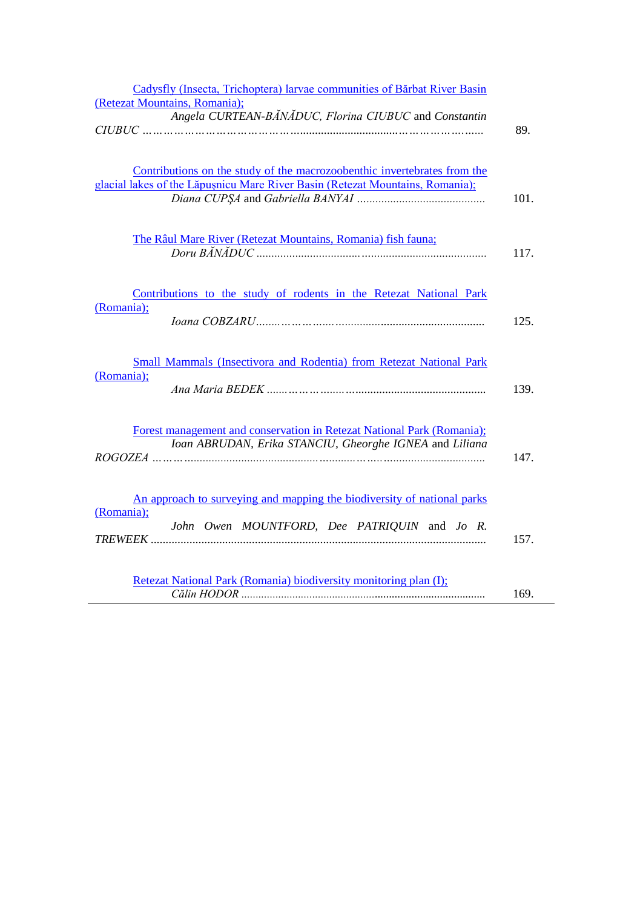Cadysfly (Insecta, Trichoptera) larvae communities of Bărbat River Basin (Retezat Mountains, Romania);
*Angela CURTEAN-BĂNĂDUC, Florina CIUBUC* and *Constantin CIUBUC* .................................................................................... 89.

Contributions on the study of the macrozoobenthic invertebrates from the glacial lakes of the Lăpuşnicu Mare River Basin (Retezat Mountains, Romania);
*Diana CUPŞA* and *Gabriella BANYAI* .......................................... 101.

The Râul Mare River (Retezat Mountains, Romania) fish fauna;
*Doru BĂNĂDUC* ........................................................................ 117.

Contributions to the study of rodents in the Retezat National Park (Romania);
*Ioana COBZARU*........................................................................ 125.

Small Mammals (Insectivora and Rodentia) from Retezat National Park (Romania);
*Ana Maria BEDEK* ..................................................................... 139.

Forest management and conservation in Retezat National Park (Romania);
*Ioan ABRUDAN, Erika STANCIU, Gheorghe IGNEA* and *Liliana ROGOZEA* ................................................................................ 147.

An approach to surveying and mapping the biodiversity of national parks (Romania);
*John Owen MOUNTFORD, Dee PATRIQUIN* and *Jo R. TREWEEK* ........................................................................................ 157.

Retezat National Park (Romania) biodiversity monitoring plan (I);
*Călin HODOR* .......................................................................... 169.